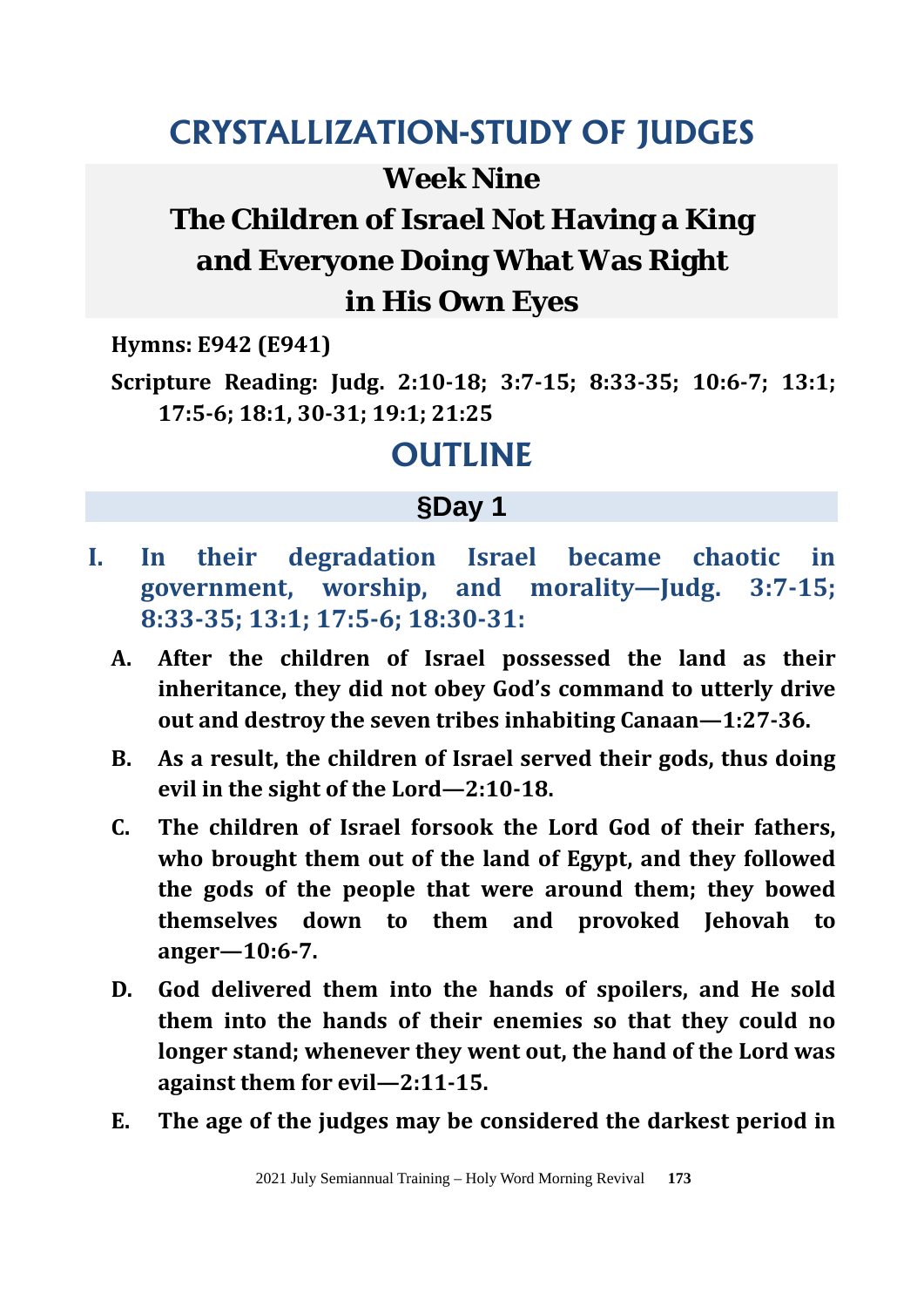# CRYSTALLIZATION-STUDY OF JUDGES

## Week Nine

## The Children of Israel Not Having a King and Everyone Doing What Was Right in His Own Eyes

**Hymns: E942 (E941)**

**Scripture Reading: Judg. 2:10-18; 3:7-15; 8:33-35; 10:6-7; 13:1; 17:5-6; 18:1, 30-31; 19:1; 21:25**

## OUTLINE

### §Day 1

**I. In their degradation Israel became chaotic in government, worship, and morality—Judg. 3:7-15; 8:33-35; 13:1; 17:5-6; 18:30-31:**

- **A. After the children of Israel possessed the land as their inheritance, they did not obey God's command to utterly drive out and destroy the seven tribes inhabiting Canaan—1:27-36.**
- **B. As a result, the children of Israel served their gods, thus doing evil in the sight of the Lord—2:10-18.**
- **C. The children of Israel forsook the Lord God of their fathers, who brought them out of the land of Egypt, and they followed the gods of the people that were around them; they bowed themselves down to them and provoked Jehovah to anger—10:6-7.**
- **D. God delivered them into the hands of spoilers, and He sold them into the hands of their enemies so that they could no longer stand; whenever they went out, the hand of the Lord was against them for evil—2:11-15.**
- **E. The age of the judges may be considered the darkest period in**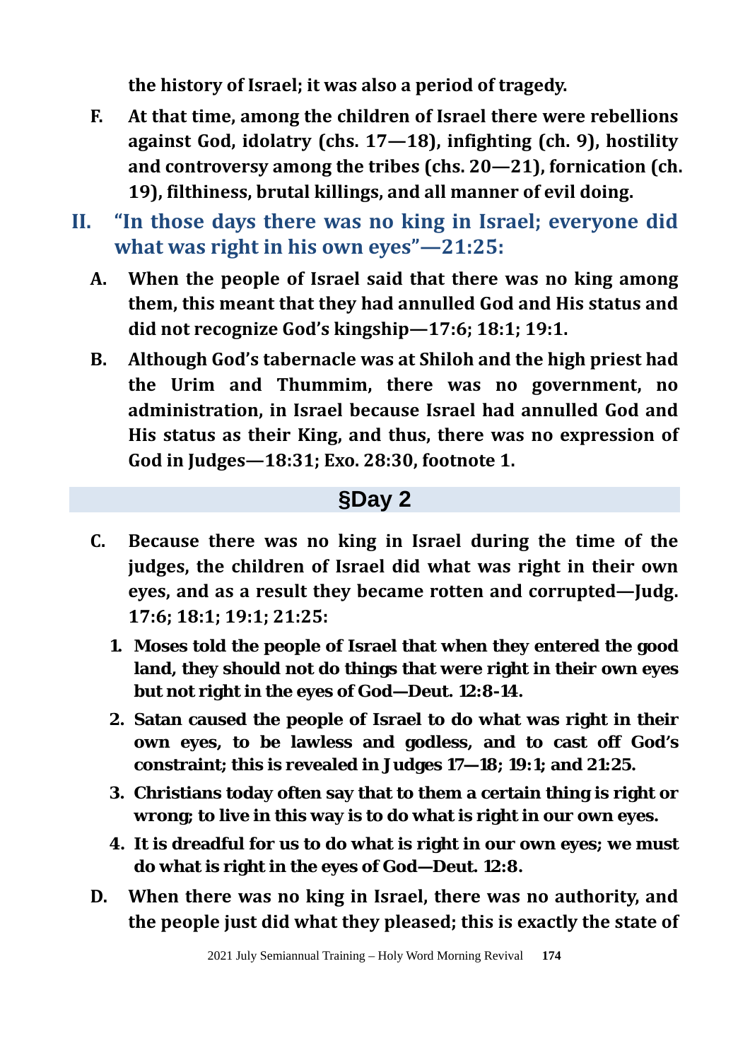**the history of Israel; it was also a period of tragedy.**

**F. At that time, among the children of Israel there were rebellions against God, idolatry (chs. 17—18), infighting (ch. 9), hostility and controversy among the tribes (chs. 20—21), fornication (ch. 19), filthiness, brutal killings, and all manner of evil doing.**

## II. "In those days there was no king in Israel; everyone did what was right in his own eyes"—21:25:

**A. When the people of Israel said that there was no king among them, this meant that they had annulled God and His status and did not recognize God's kingship—17:6; 18:1; 19:1.**

**B. Although God's tabernacle was at Shiloh and the high priest had the Urim and Thummim, there was no government, no administration, in Israel because Israel had annulled God and His status as their King, and thus, there was no expression of God in Judges—18:31; Exo. 28:30, footnote 1.**

## §Day 2

**C. Because there was no king in Israel during the time of the judges, the children of Israel did what was right in their own eyes, and as a result they became rotten and corrupted—Judg. 17:6; 18:1; 19:1; 21:25:**

1. **Moses told the people of Israel that when they entered the good land, they should not do things that were right in their own eyes but not right in the eyes of God—Deut. 12:8-14.**
2. **Satan caused the people of Israel to do what was right in their own eyes, to be lawless and godless, and to cast off God's constraint; this is revealed in Judges 17—18; 19:1; and 21:25.**
3. **Christians today often say that to them a certain thing is right or wrong; to live in this way is to do what is right in our own eyes.**
4. **It is dreadful for us to do what is right in our own eyes; we must do what is right in the eyes of God—Deut. 12:8.**

**D. When there was no king in Israel, there was no authority, and the people just did what they pleased; this is exactly the state of**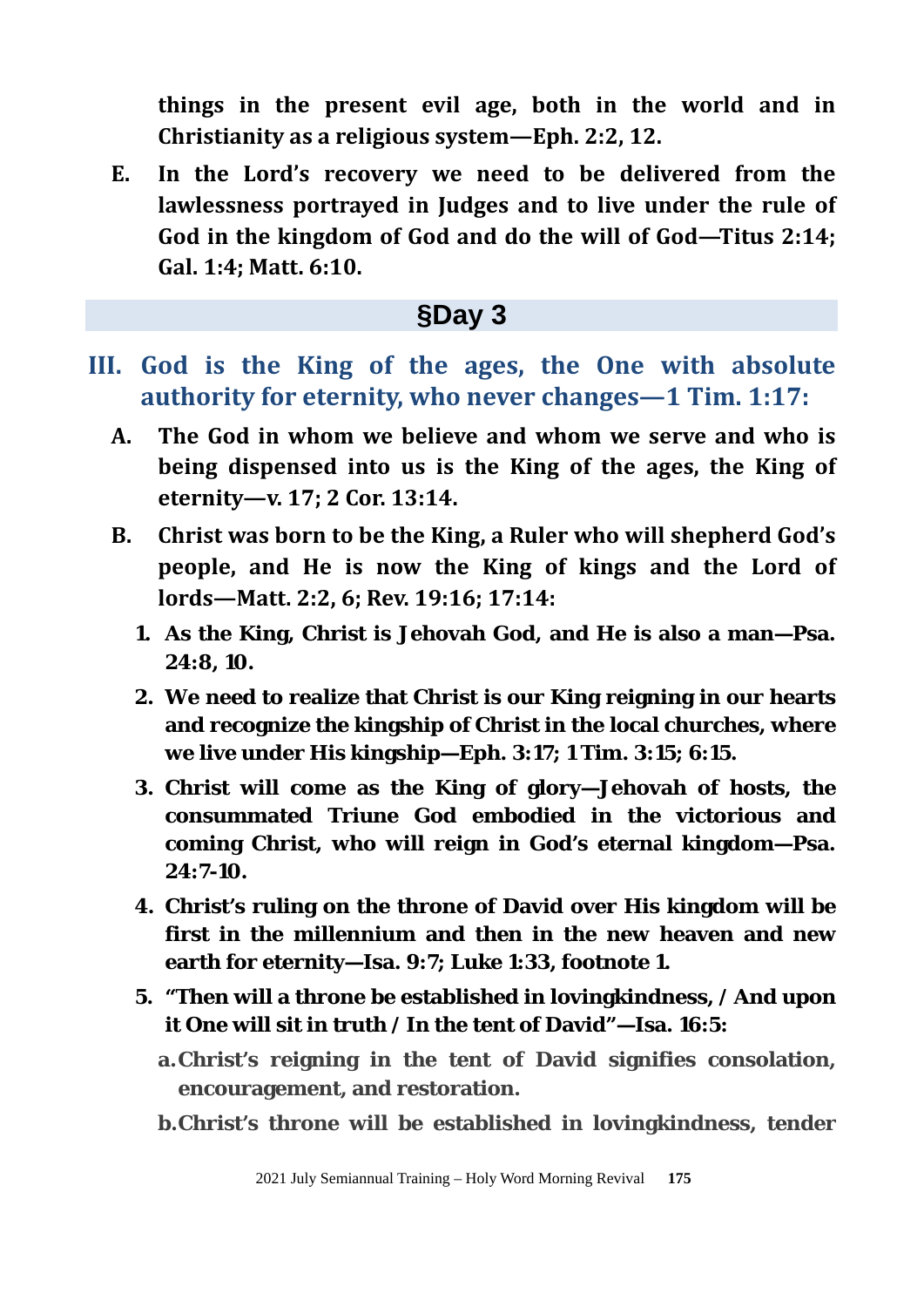**things in the present evil age, both in the world and in Christianity as a religious system—Eph. 2:2, 12.**

**E. In the Lord's recovery we need to be delivered from the lawlessness portrayed in Judges and to live under the rule of God in the kingdom of God and do the will of God—Titus 2:14; Gal. 1:4; Matt. 6:10.**

## §Day 3

## III. God is the King of the ages, the One with absolute authority for eternity, who never changes—1 Tim. 1:17:

**A. The God in whom we believe and whom we serve and who is being dispensed into us is the King of the ages, the King of eternity—v. 17; 2 Cor. 13:14.**

**B. Christ was born to be the King, a Ruler who will shepherd God's people, and He is now the King of kings and the Lord of lords—Matt. 2:2, 6; Rev. 19:16; 17:14:**

1. **As the King, Christ is Jehovah God, and He is also a man—Psa. 24:8, 10.**
2. **We need to realize that Christ is our King reigning in our hearts and recognize the kingship of Christ in the local churches, where we live under His kingship—Eph. 3:17; 1 Tim. 3:15; 6:15.**
3. **Christ will come as the King of glory—Jehovah of hosts, the consummated Triune God embodied in the victorious and coming Christ, who will reign in God's eternal kingdom—Psa. 24:7-10.**
4. **Christ's ruling on the throne of David over His kingdom will be first in the millennium and then in the new heaven and new earth for eternity—Isa. 9:7; Luke 1:33, footnote 1.**
5. **"Then will a throne be established in lovingkindness, / And upon it One will sit in truth / In the tent of David"—Isa. 16:5:**
   - a. **Christ's reigning in the tent of David signifies consolation, encouragement, and restoration.**
   - b. **Christ's throne will be established in lovingkindness, tender**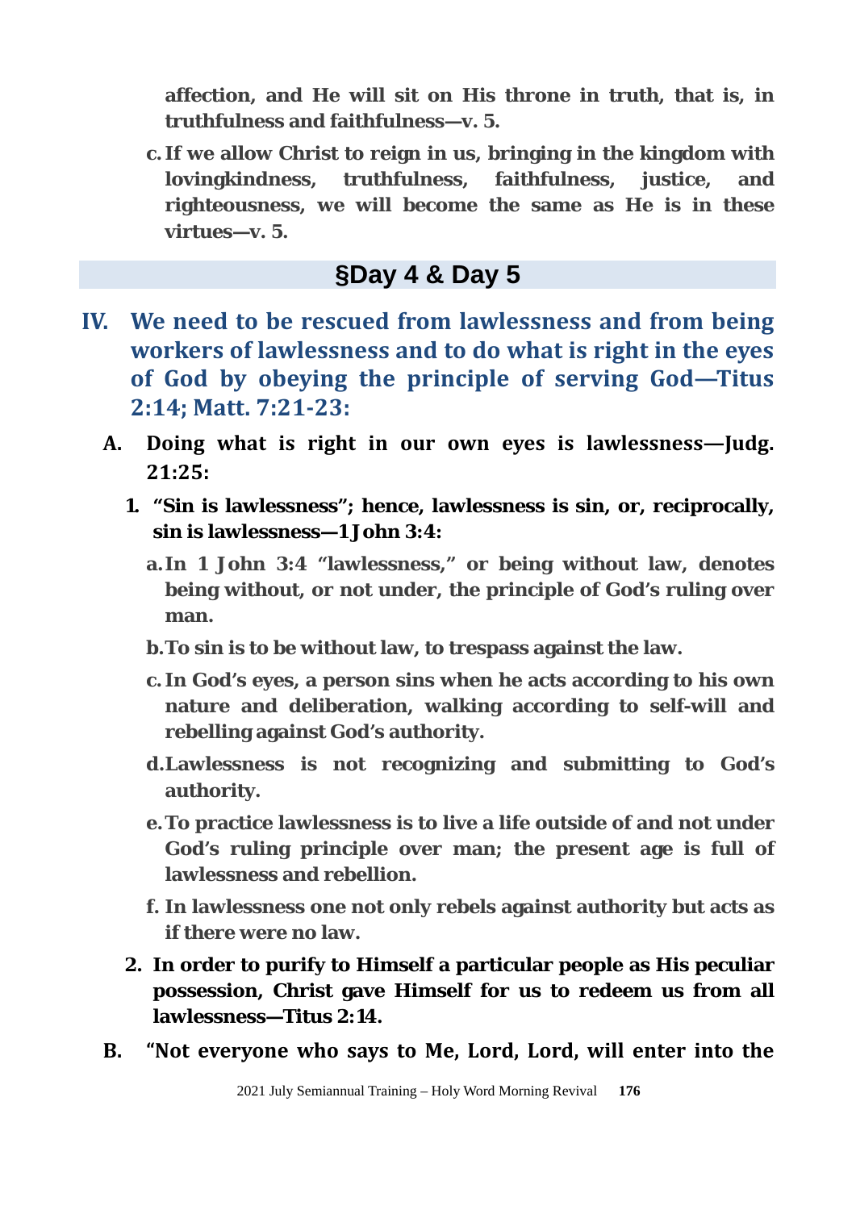affection, and He will sit on His throne in truth, that is, in truthfulness and faithfulness—v. 5.

c. If we allow Christ to reign in us, bringing in the kingdom with lovingkindness, truthfulness, faithfulness, justice, and righteousness, we will become the same as He is in these virtues—v. 5.

## §Day 4 & Day 5

## IV. We need to be rescued from lawlessness and from being workers of lawlessness and to do what is right in the eyes of God by obeying the principle of serving God—Titus 2:14; Matt. 7:21-23:

**A. Doing what is right in our own eyes is lawlessness—Judg. 21:25:**

**1. "Sin is lawlessness"; hence, lawlessness is sin, or, reciprocally, sin is lawlessness—1 John 3:4:**

a. In 1 John 3:4 "lawlessness," or being without law, denotes being without, or not under, the principle of God's ruling over man.

b. To sin is to be without law, to trespass against the law.

c. In God's eyes, a person sins when he acts according to his own nature and deliberation, walking according to self-will and rebelling against God's authority.

d. Lawlessness is not recognizing and submitting to God's authority.

e. To practice lawlessness is to live a life outside of and not under God's ruling principle over man; the present age is full of lawlessness and rebellion.

f. In lawlessness one not only rebels against authority but acts as if there were no law.

**2. In order to purify to Himself a particular people as His peculiar possession, Christ gave Himself for us to redeem us from all lawlessness—Titus 2:14.**

**B. "Not everyone who says to Me, Lord, Lord, will enter into the**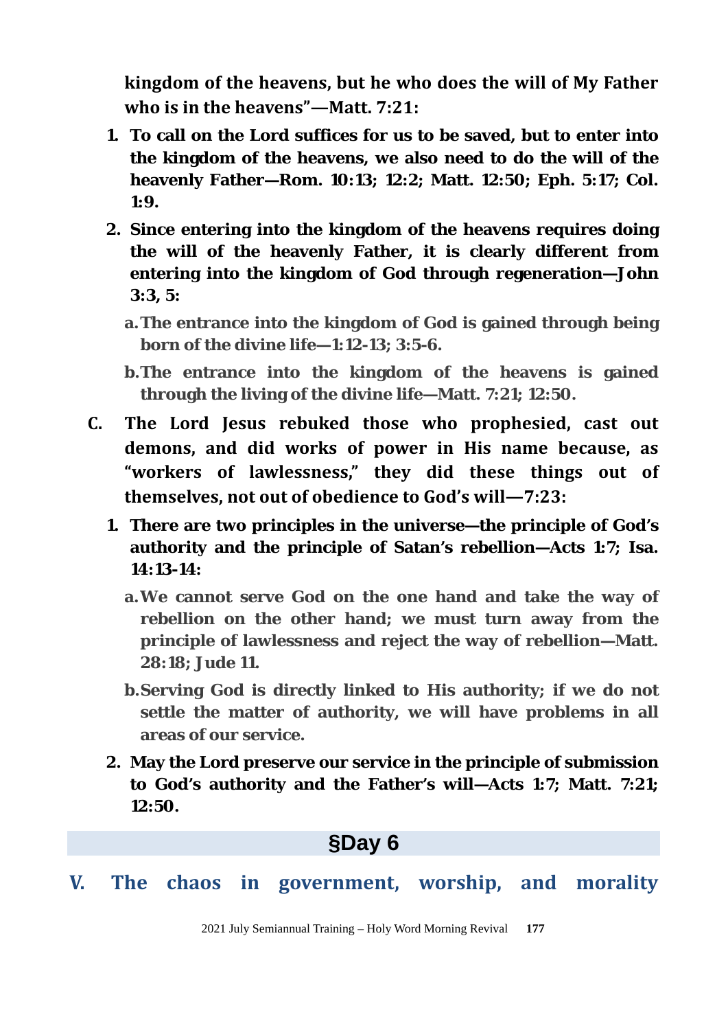**kingdom of the heavens, but he who does the will of My Father who is in the heavens"—Matt. 7:21:**

1. **To call on the Lord suffices for us to be saved, but to enter into the kingdom of the heavens, we also need to do the will of the heavenly Father—Rom. 10:13; 12:2; Matt. 12:50; Eph. 5:17; Col. 1:9.**
2. **Since entering into the kingdom of the heavens requires doing the will of the heavenly Father, it is clearly different from entering into the kingdom of God through regeneration—John 3:3, 5:**
   - a. **The entrance into the kingdom of God is gained through being born of the divine life—1:12-13; 3:5-6.**
   - b. **The entrance into the kingdom of the heavens is gained through the living of the divine life—Matt. 7:21; 12:50.**

C. **The Lord Jesus rebuked those who prophesied, cast out demons, and did works of power in His name because, as "workers of lawlessness," they did these things out of themselves, not out of obedience to God's will—7:23:**

1. **There are two principles in the universe—the principle of God's authority and the principle of Satan's rebellion—Acts 1:7; Isa. 14:13-14:**
   - a. **We cannot serve God on the one hand and take the way of rebellion on the other hand; we must turn away from the principle of lawlessness and reject the way of rebellion—Matt. 28:18; Jude 11.**
   - b. **Serving God is directly linked to His authority; if we do not settle the matter of authority, we will have problems in all areas of our service.**
2. **May the Lord preserve our service in the principle of submission to God's authority and the Father's will—Acts 1:7; Matt. 7:21; 12:50.**

## §Day 6

# V. The chaos in government, worship, and morality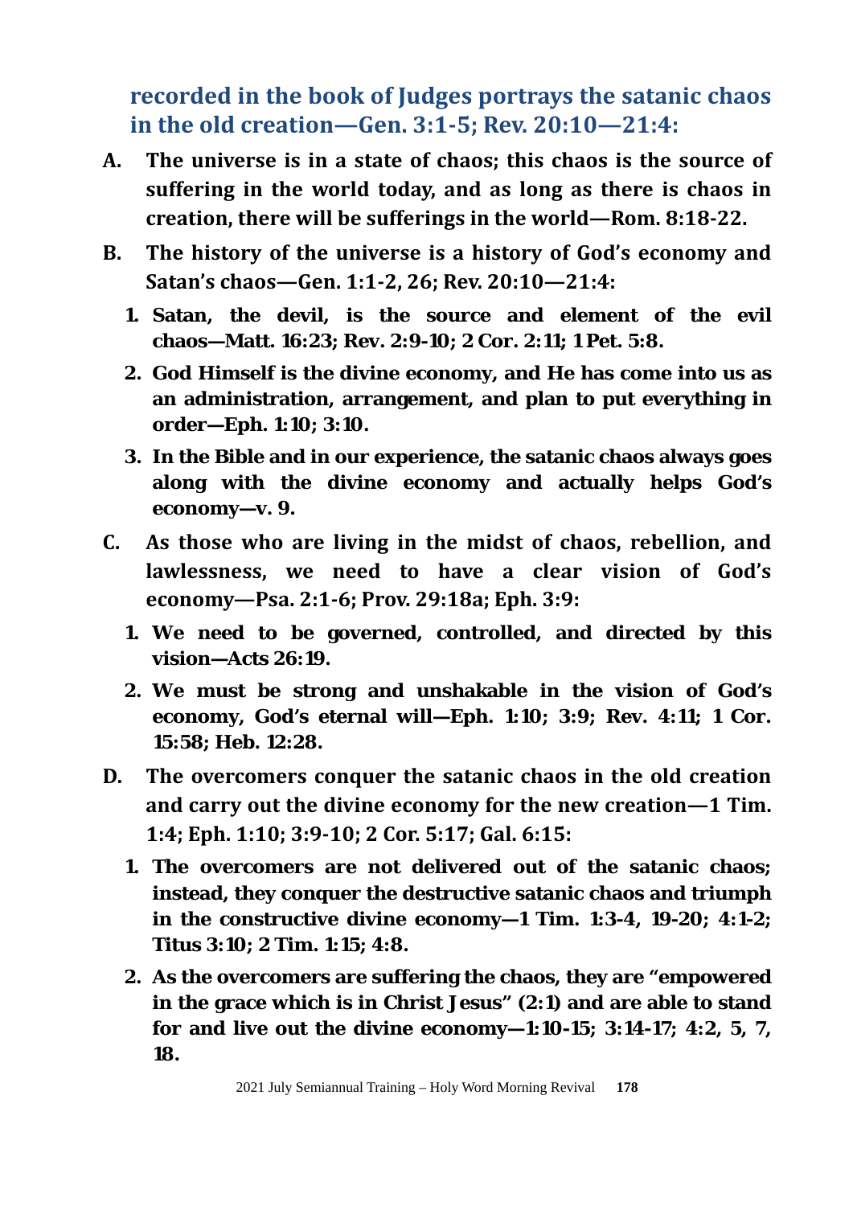**recorded in the book of Judges portrays the satanic chaos in the old creation—Gen. 3:1-5; Rev. 20:10—21:4:**

**A. The universe is in a state of chaos; this chaos is the source of suffering in the world today, and as long as there is chaos in creation, there will be sufferings in the world—Rom. 8:18-22.**

**B. The history of the universe is a history of God's economy and Satan's chaos—Gen. 1:1-2, 26; Rev. 20:10—21:4:**

1. **Satan, the devil, is the source and element of the evil chaos—Matt. 16:23; Rev. 2:9-10; 2 Cor. 2:11; 1 Pet. 5:8.**
2. **God Himself is the divine economy, and He has come into us as an administration, arrangement, and plan to put everything in order—Eph. 1:10; 3:10.**
3. **In the Bible and in our experience, the satanic chaos always goes along with the divine economy and actually helps God's economy—v. 9.**

**C. As those who are living in the midst of chaos, rebellion, and lawlessness, we need to have a clear vision of God's economy—Psa. 2:1-6; Prov. 29:18a; Eph. 3:9:**

1. **We need to be governed, controlled, and directed by this vision—Acts 26:19.**
2. **We must be strong and unshakable in the vision of God's economy, God's eternal will—Eph. 1:10; 3:9; Rev. 4:11; 1 Cor. 15:58; Heb. 12:28.**

**D. The overcomers conquer the satanic chaos in the old creation and carry out the divine economy for the new creation—1 Tim. 1:4; Eph. 1:10; 3:9-10; 2 Cor. 5:17; Gal. 6:15:**

1. **The overcomers are not delivered out of the satanic chaos; instead, they conquer the destructive satanic chaos and triumph in the constructive divine economy—1 Tim. 1:3-4, 19-20; 4:1-2; Titus 3:10; 2 Tim. 1:15; 4:8.**
2. **As the overcomers are suffering the chaos, they are "empowered in the grace which is in Christ Jesus" (2:1) and are able to stand for and live out the divine economy—1:10-15; 3:14-17; 4:2, 5, 7, 18.**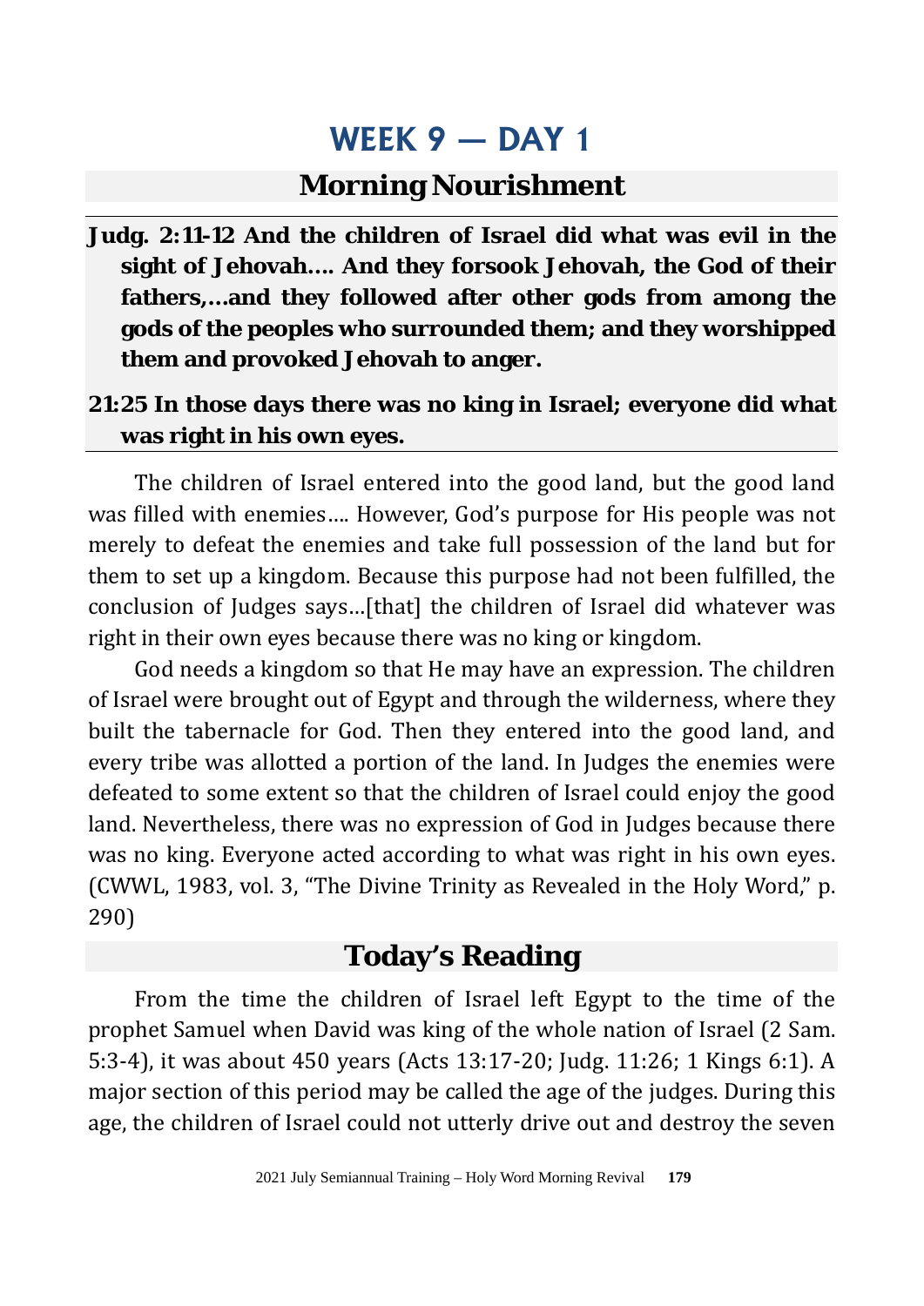# WEEK 9 — DAY 1

## Morning Nourishment

**Judg. 2:11-12 And the children of Israel did what was evil in the sight of Jehovah.... And they forsook Jehovah, the God of their fathers,...and they followed after other gods from among the gods of the peoples who surrounded them; and they worshipped them and provoked Jehovah to anger.**

**21:25 In those days there was no king in Israel; everyone did what was right in his own eyes.**

The children of Israel entered into the good land, but the good land was filled with enemies.... However, God's purpose for His people was not merely to defeat the enemies and take full possession of the land but for them to set up a kingdom. Because this purpose had not been fulfilled, the conclusion of Judges says...[that] the children of Israel did whatever was right in their own eyes because there was no king or kingdom.

God needs a kingdom so that He may have an expression. The children of Israel were brought out of Egypt and through the wilderness, where they built the tabernacle for God. Then they entered into the good land, and every tribe was allotted a portion of the land. In Judges the enemies were defeated to some extent so that the children of Israel could enjoy the good land. Nevertheless, there was no expression of God in Judges because there was no king. Everyone acted according to what was right in his own eyes. (CWWL, 1983, vol. 3, "The Divine Trinity as Revealed in the Holy Word," p. 290)

## Today's Reading

From the time the children of Israel left Egypt to the time of the prophet Samuel when David was king of the whole nation of Israel (2 Sam. 5:3-4), it was about 450 years (Acts 13:17-20; Judg. 11:26; 1 Kings 6:1). A major section of this period may be called the age of the judges. During this age, the children of Israel could not utterly drive out and destroy the seven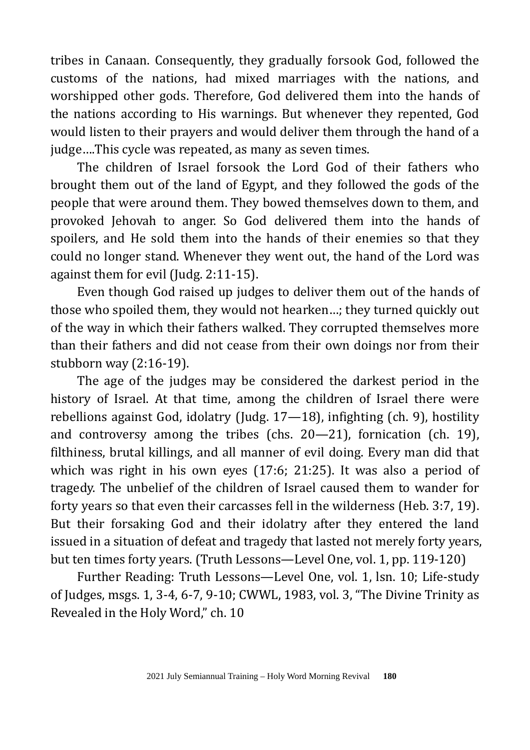tribes in Canaan. Consequently, they gradually forsook God, followed the customs of the nations, had mixed marriages with the nations, and worshipped other gods. Therefore, God delivered them into the hands of the nations according to His warnings. But whenever they repented, God would listen to their prayers and would deliver them through the hand of a judge….This cycle was repeated, as many as seven times.

The children of Israel forsook the Lord God of their fathers who brought them out of the land of Egypt, and they followed the gods of the people that were around them. They bowed themselves down to them, and provoked Jehovah to anger. So God delivered them into the hands of spoilers, and He sold them into the hands of their enemies so that they could no longer stand. Whenever they went out, the hand of the Lord was against them for evil (Judg. 2:11-15).

Even though God raised up judges to deliver them out of the hands of those who spoiled them, they would not hearken…; they turned quickly out of the way in which their fathers walked. They corrupted themselves more than their fathers and did not cease from their own doings nor from their stubborn way (2:16-19).

The age of the judges may be considered the darkest period in the history of Israel. At that time, among the children of Israel there were rebellions against God, idolatry (Judg. 17—18), infighting (ch. 9), hostility and controversy among the tribes (chs. 20—21), fornication (ch. 19), filthiness, brutal killings, and all manner of evil doing. Every man did that which was right in his own eyes (17:6; 21:25). It was also a period of tragedy. The unbelief of the children of Israel caused them to wander for forty years so that even their carcasses fell in the wilderness (Heb. 3:7, 19). But their forsaking God and their idolatry after they entered the land issued in a situation of defeat and tragedy that lasted not merely forty years, but ten times forty years. (Truth Lessons—Level One, vol. 1, pp. 119-120)

Further Reading: Truth Lessons—Level One, vol. 1, lsn. 10; Life-study of Judges, msgs. 1, 3-4, 6-7, 9-10; CWWL, 1983, vol. 3, "The Divine Trinity as Revealed in the Holy Word," ch. 10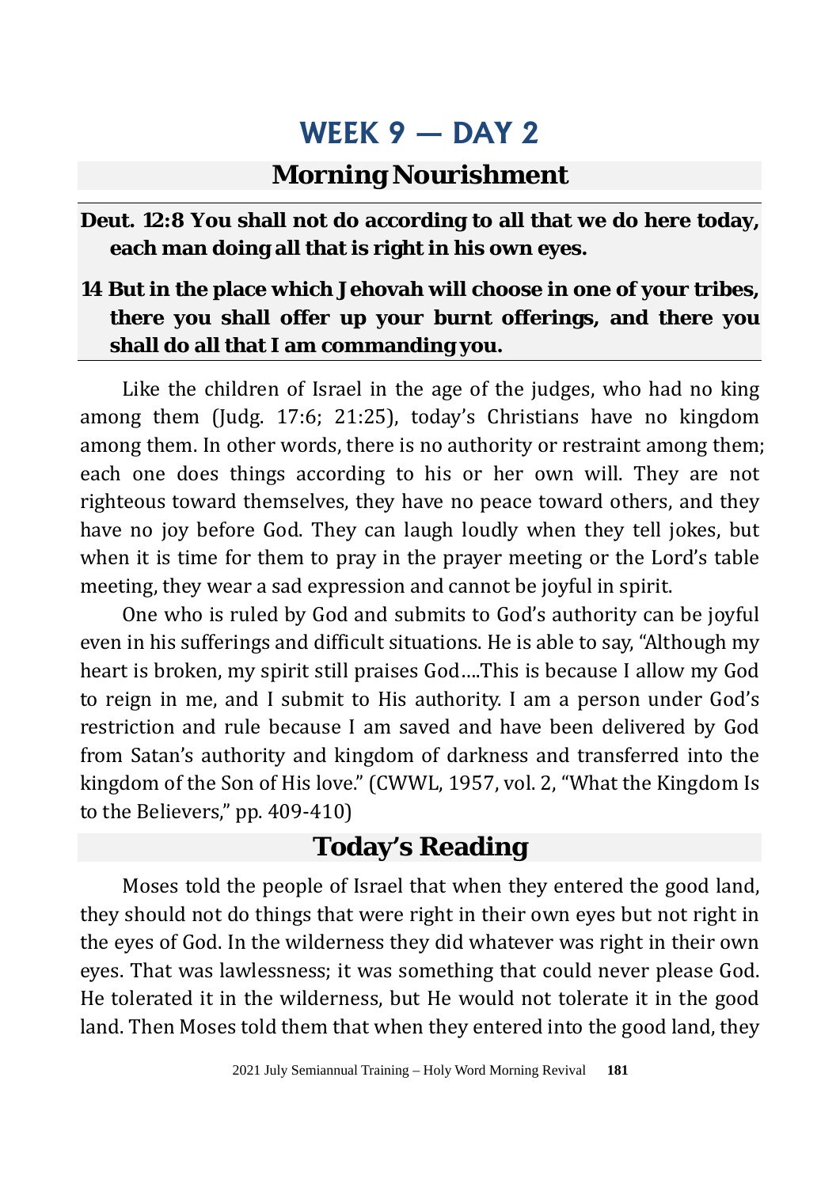# WEEK 9 — DAY 2

## Morning Nourishment

**Deut. 12:8 You shall not do according to all that we do here today, each man doing all that is right in his own eyes.**

**14 But in the place which Jehovah will choose in one of your tribes, there you shall offer up your burnt offerings, and there you shall do all that I am commanding you.**

Like the children of Israel in the age of the judges, who had no king among them (Judg. 17:6; 21:25), today's Christians have no kingdom among them. In other words, there is no authority or restraint among them; each one does things according to his or her own will. They are not righteous toward themselves, they have no peace toward others, and they have no joy before God. They can laugh loudly when they tell jokes, but when it is time for them to pray in the prayer meeting or the Lord's table meeting, they wear a sad expression and cannot be joyful in spirit.

One who is ruled by God and submits to God's authority can be joyful even in his sufferings and difficult situations. He is able to say, "Although my heart is broken, my spirit still praises God….This is because I allow my God to reign in me, and I submit to His authority. I am a person under God's restriction and rule because I am saved and have been delivered by God from Satan's authority and kingdom of darkness and transferred into the kingdom of the Son of His love." (CWWL, 1957, vol. 2, "What the Kingdom Is to the Believers," pp. 409-410)

## Today's Reading

Moses told the people of Israel that when they entered the good land, they should not do things that were right in their own eyes but not right in the eyes of God. In the wilderness they did whatever was right in their own eyes. That was lawlessness; it was something that could never please God. He tolerated it in the wilderness, but He would not tolerate it in the good land. Then Moses told them that when they entered into the good land, they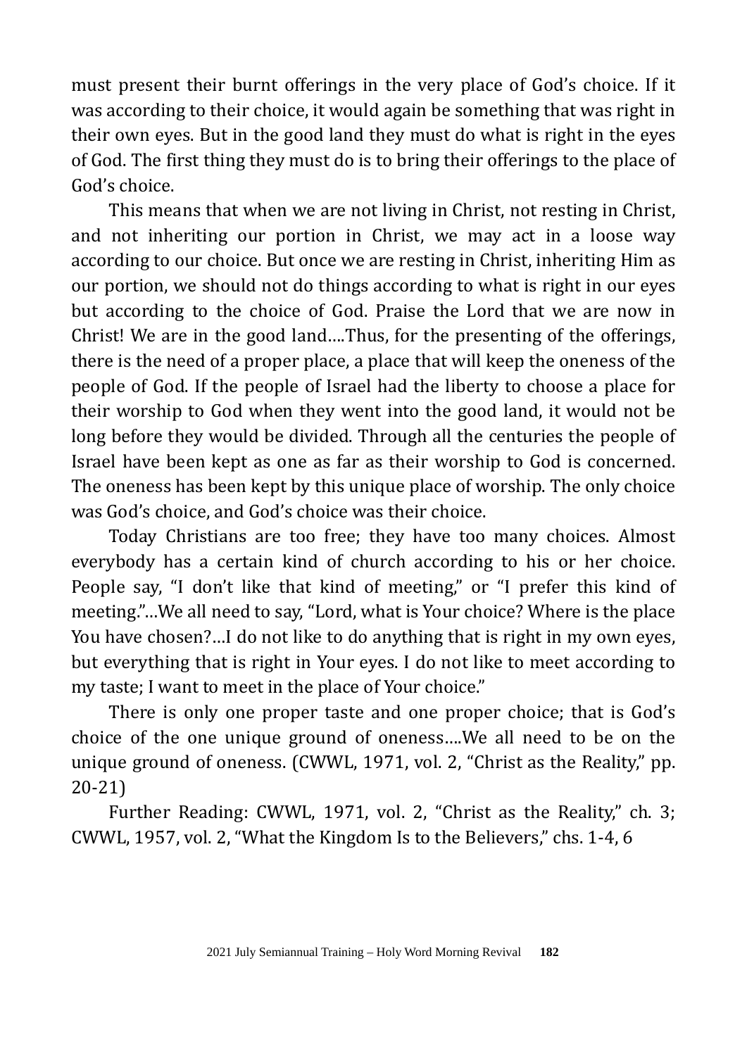must present their burnt offerings in the very place of God's choice. If it was according to their choice, it would again be something that was right in their own eyes. But in the good land they must do what is right in the eyes of God. The first thing they must do is to bring their offerings to the place of God's choice.

This means that when we are not living in Christ, not resting in Christ, and not inheriting our portion in Christ, we may act in a loose way according to our choice. But once we are resting in Christ, inheriting Him as our portion, we should not do things according to what is right in our eyes but according to the choice of God. Praise the Lord that we are now in Christ! We are in the good land….Thus, for the presenting of the offerings, there is the need of a proper place, a place that will keep the oneness of the people of God. If the people of Israel had the liberty to choose a place for their worship to God when they went into the good land, it would not be long before they would be divided. Through all the centuries the people of Israel have been kept as one as far as their worship to God is concerned. The oneness has been kept by this unique place of worship. The only choice was God's choice, and God's choice was their choice.

Today Christians are too free; they have too many choices. Almost everybody has a certain kind of church according to his or her choice. People say, "I don't like that kind of meeting," or "I prefer this kind of meeting."…We all need to say, "Lord, what is Your choice? Where is the place You have chosen?…I do not like to do anything that is right in my own eyes, but everything that is right in Your eyes. I do not like to meet according to my taste; I want to meet in the place of Your choice."

There is only one proper taste and one proper choice; that is God's choice of the one unique ground of oneness….We all need to be on the unique ground of oneness. (CWWL, 1971, vol. 2, "Christ as the Reality," pp. 20-21)

Further Reading: CWWL, 1971, vol. 2, "Christ as the Reality," ch. 3; CWWL, 1957, vol. 2, "What the Kingdom Is to the Believers," chs. 1-4, 6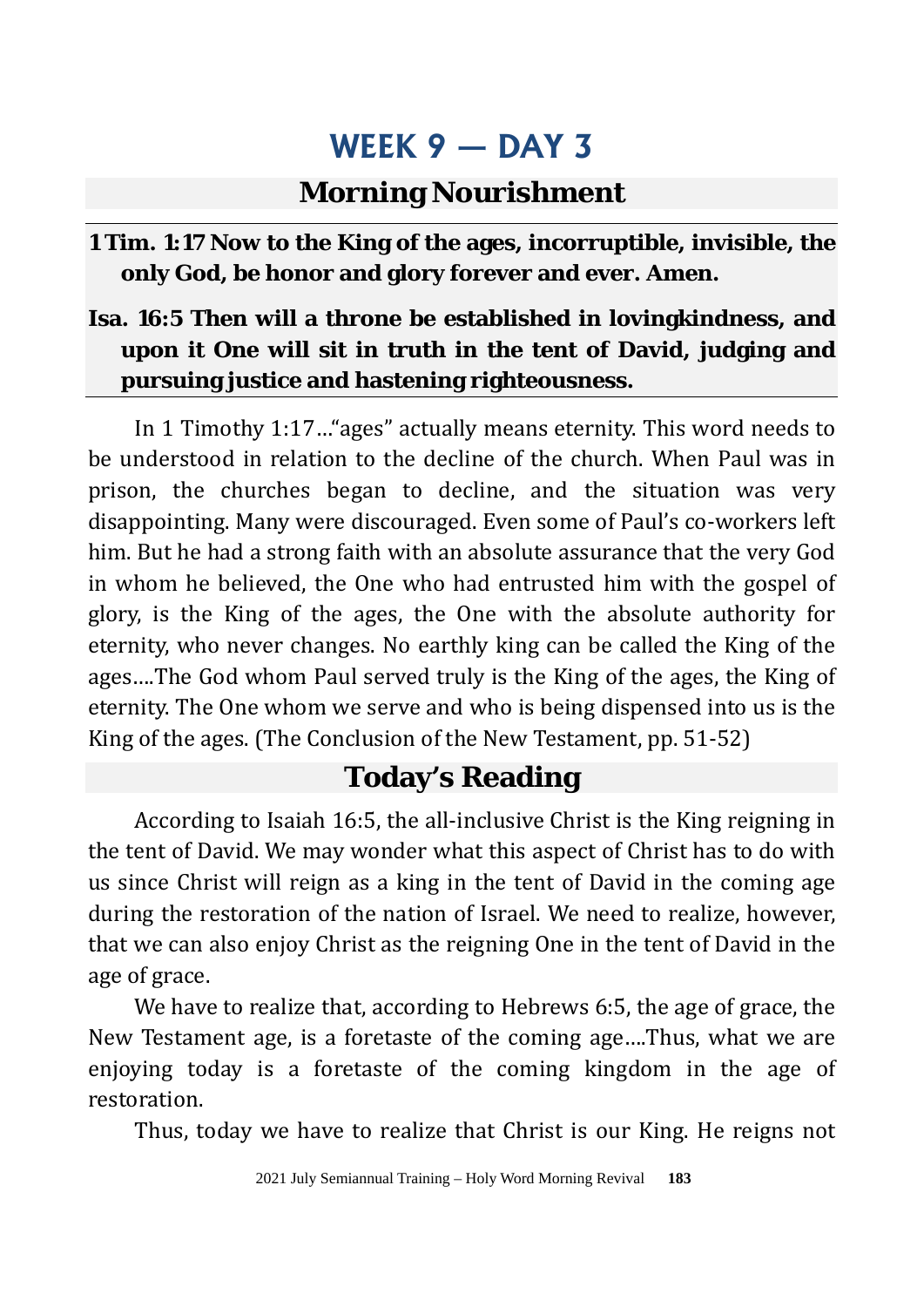# WEEK 9 — DAY 3

## Morning Nourishment

**1 Tim. 1:17 Now to the King of the ages, incorruptible, invisible, the only God, be honor and glory forever and ever. Amen.**

**Isa. 16:5 Then will a throne be established in lovingkindness, and upon it One will sit in truth in the tent of David, judging and pursuing justice and hastening righteousness.**

In 1 Timothy 1:17…"ages" actually means eternity. This word needs to be understood in relation to the decline of the church. When Paul was in prison, the churches began to decline, and the situation was very disappointing. Many were discouraged. Even some of Paul's co-workers left him. But he had a strong faith with an absolute assurance that the very God in whom he believed, the One who had entrusted him with the gospel of glory, is the King of the ages, the One with the absolute authority for eternity, who never changes. No earthly king can be called the King of the ages….The God whom Paul served truly is the King of the ages, the King of eternity. The One whom we serve and who is being dispensed into us is the King of the ages. (The Conclusion of the New Testament, pp. 51-52)

## Today's Reading

According to Isaiah 16:5, the all-inclusive Christ is the King reigning in the tent of David. We may wonder what this aspect of Christ has to do with us since Christ will reign as a king in the tent of David in the coming age during the restoration of the nation of Israel. We need to realize, however, that we can also enjoy Christ as the reigning One in the tent of David in the age of grace.

We have to realize that, according to Hebrews 6:5, the age of grace, the New Testament age, is a foretaste of the coming age….Thus, what we are enjoying today is a foretaste of the coming kingdom in the age of restoration.

Thus, today we have to realize that Christ is our King. He reigns not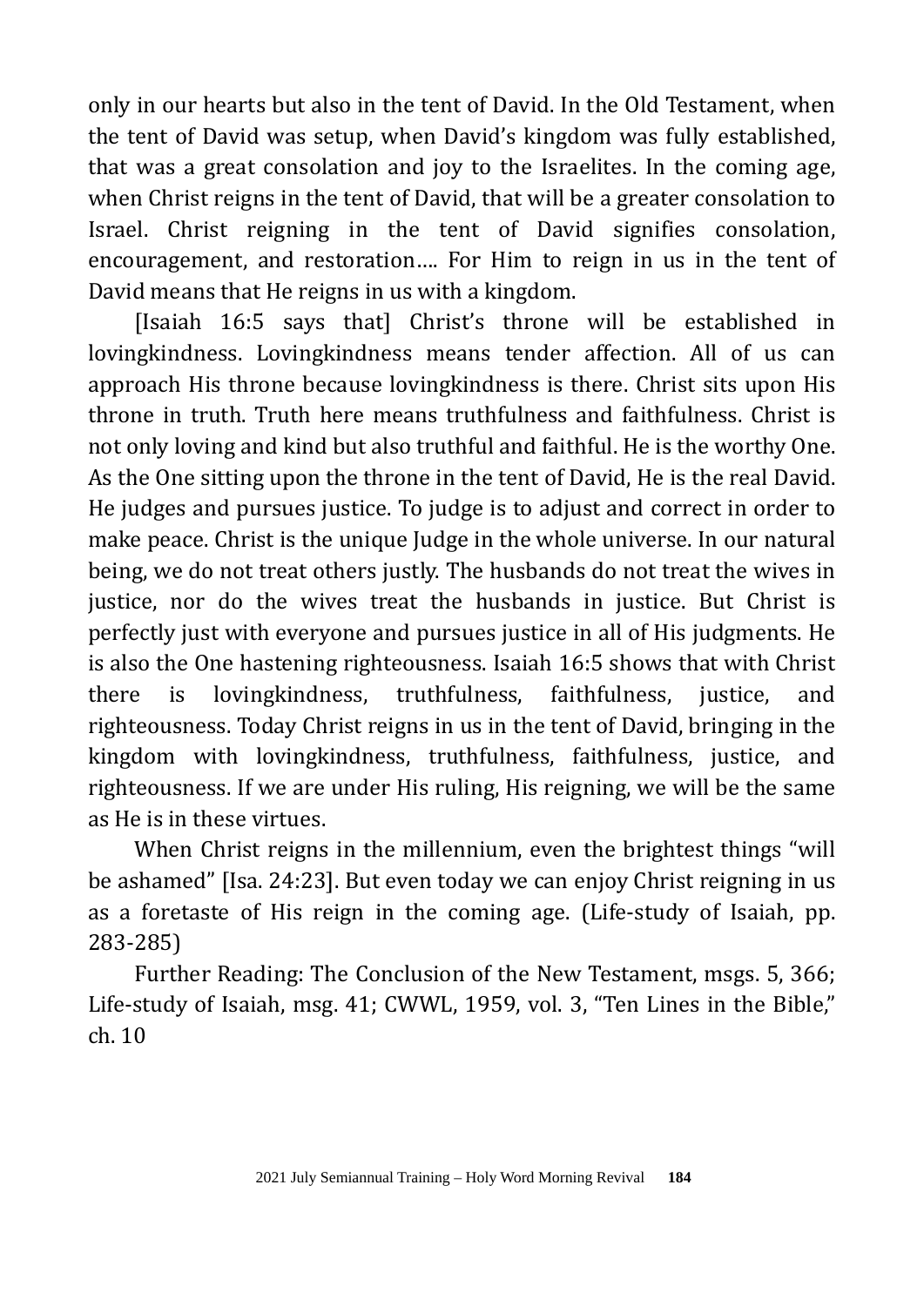only in our hearts but also in the tent of David. In the Old Testament, when the tent of David was setup, when David's kingdom was fully established, that was a great consolation and joy to the Israelites. In the coming age, when Christ reigns in the tent of David, that will be a greater consolation to Israel. Christ reigning in the tent of David signifies consolation, encouragement, and restoration…. For Him to reign in us in the tent of David means that He reigns in us with a kingdom.

[Isaiah 16:5 says that] Christ's throne will be established in lovingkindness. Lovingkindness means tender affection. All of us can approach His throne because lovingkindness is there. Christ sits upon His throne in truth. Truth here means truthfulness and faithfulness. Christ is not only loving and kind but also truthful and faithful. He is the worthy One. As the One sitting upon the throne in the tent of David, He is the real David. He judges and pursues justice. To judge is to adjust and correct in order to make peace. Christ is the unique Judge in the whole universe. In our natural being, we do not treat others justly. The husbands do not treat the wives in justice, nor do the wives treat the husbands in justice. But Christ is perfectly just with everyone and pursues justice in all of His judgments. He is also the One hastening righteousness. Isaiah 16:5 shows that with Christ there is lovingkindness, truthfulness, faithfulness, justice, and righteousness. Today Christ reigns in us in the tent of David, bringing in the kingdom with lovingkindness, truthfulness, faithfulness, justice, and righteousness. If we are under His ruling, His reigning, we will be the same as He is in these virtues.

When Christ reigns in the millennium, even the brightest things "will be ashamed" [Isa. 24:23]. But even today we can enjoy Christ reigning in us as a foretaste of His reign in the coming age. (Life-study of Isaiah, pp. 283-285)

Further Reading: The Conclusion of the New Testament, msgs. 5, 366; Life-study of Isaiah, msg. 41; CWWL, 1959, vol. 3, "Ten Lines in the Bible," ch. 10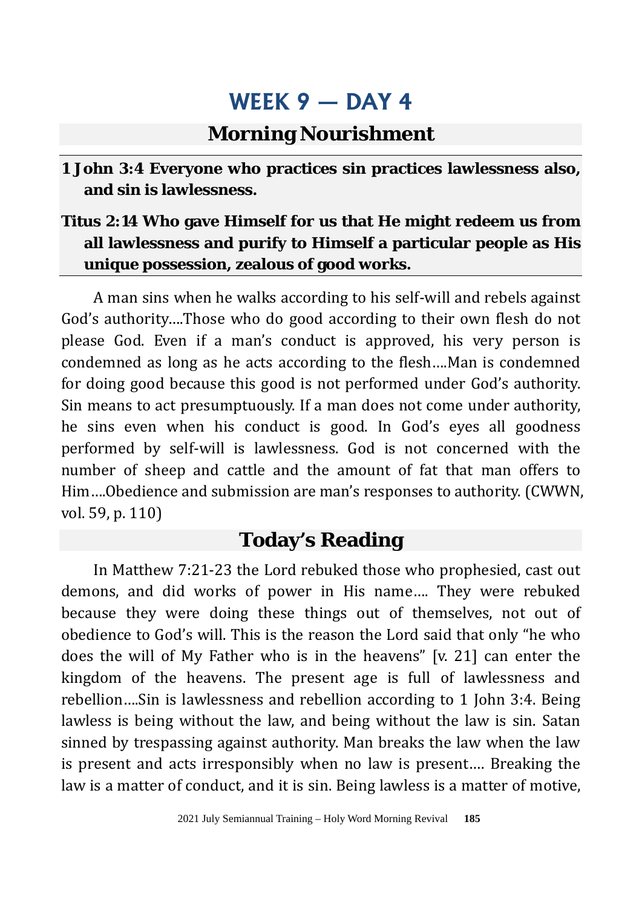# WEEK 9 — DAY 4

## Morning Nourishment

**1 John 3:4 Everyone who practices sin practices lawlessness also, and sin is lawlessness.**

**Titus 2:14 Who gave Himself for us that He might redeem us from all lawlessness and purify to Himself a particular people as His unique possession, zealous of good works.**

A man sins when he walks according to his self-will and rebels against God's authority....Those who do good according to their own flesh do not please God. Even if a man's conduct is approved, his very person is condemned as long as he acts according to the flesh....Man is condemned for doing good because this good is not performed under God's authority. Sin means to act presumptuously. If a man does not come under authority, he sins even when his conduct is good. In God's eyes all goodness performed by self-will is lawlessness. God is not concerned with the number of sheep and cattle and the amount of fat that man offers to Him....Obedience and submission are man's responses to authority. (CWWN, vol. 59, p. 110)

## Today's Reading

In Matthew 7:21-23 the Lord rebuked those who prophesied, cast out demons, and did works of power in His name.... They were rebuked because they were doing these things out of themselves, not out of obedience to God's will. This is the reason the Lord said that only "he who does the will of My Father who is in the heavens" [v. 21] can enter the kingdom of the heavens. The present age is full of lawlessness and rebellion....Sin is lawlessness and rebellion according to 1 John 3:4. Being lawless is being without the law, and being without the law is sin. Satan sinned by trespassing against authority. Man breaks the law when the law is present and acts irresponsibly when no law is present.... Breaking the law is a matter of conduct, and it is sin. Being lawless is a matter of motive,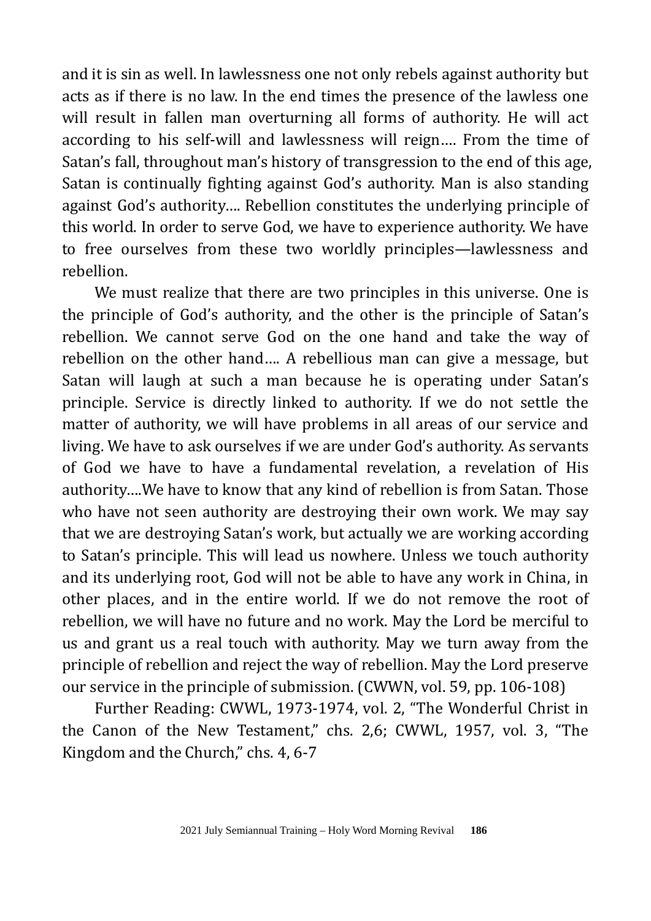and it is sin as well. In lawlessness one not only rebels against authority but acts as if there is no law. In the end times the presence of the lawless one will result in fallen man overturning all forms of authority. He will act according to his self-will and lawlessness will reign…. From the time of Satan's fall, throughout man's history of transgression to the end of this age, Satan is continually fighting against God's authority. Man is also standing against God's authority…. Rebellion constitutes the underlying principle of this world. In order to serve God, we have to experience authority. We have to free ourselves from these two worldly principles—lawlessness and rebellion.

We must realize that there are two principles in this universe. One is the principle of God's authority, and the other is the principle of Satan's rebellion. We cannot serve God on the one hand and take the way of rebellion on the other hand…. A rebellious man can give a message, but Satan will laugh at such a man because he is operating under Satan's principle. Service is directly linked to authority. If we do not settle the matter of authority, we will have problems in all areas of our service and living. We have to ask ourselves if we are under God's authority. As servants of God we have to have a fundamental revelation, a revelation of His authority….We have to know that any kind of rebellion is from Satan. Those who have not seen authority are destroying their own work. We may say that we are destroying Satan's work, but actually we are working according to Satan's principle. This will lead us nowhere. Unless we touch authority and its underlying root, God will not be able to have any work in China, in other places, and in the entire world. If we do not remove the root of rebellion, we will have no future and no work. May the Lord be merciful to us and grant us a real touch with authority. May we turn away from the principle of rebellion and reject the way of rebellion. May the Lord preserve our service in the principle of submission. (CWWN, vol. 59, pp. 106-108)

Further Reading: CWWL, 1973-1974, vol. 2, "The Wonderful Christ in the Canon of the New Testament," chs. 2,6; CWWL, 1957, vol. 3, "The Kingdom and the Church," chs. 4, 6-7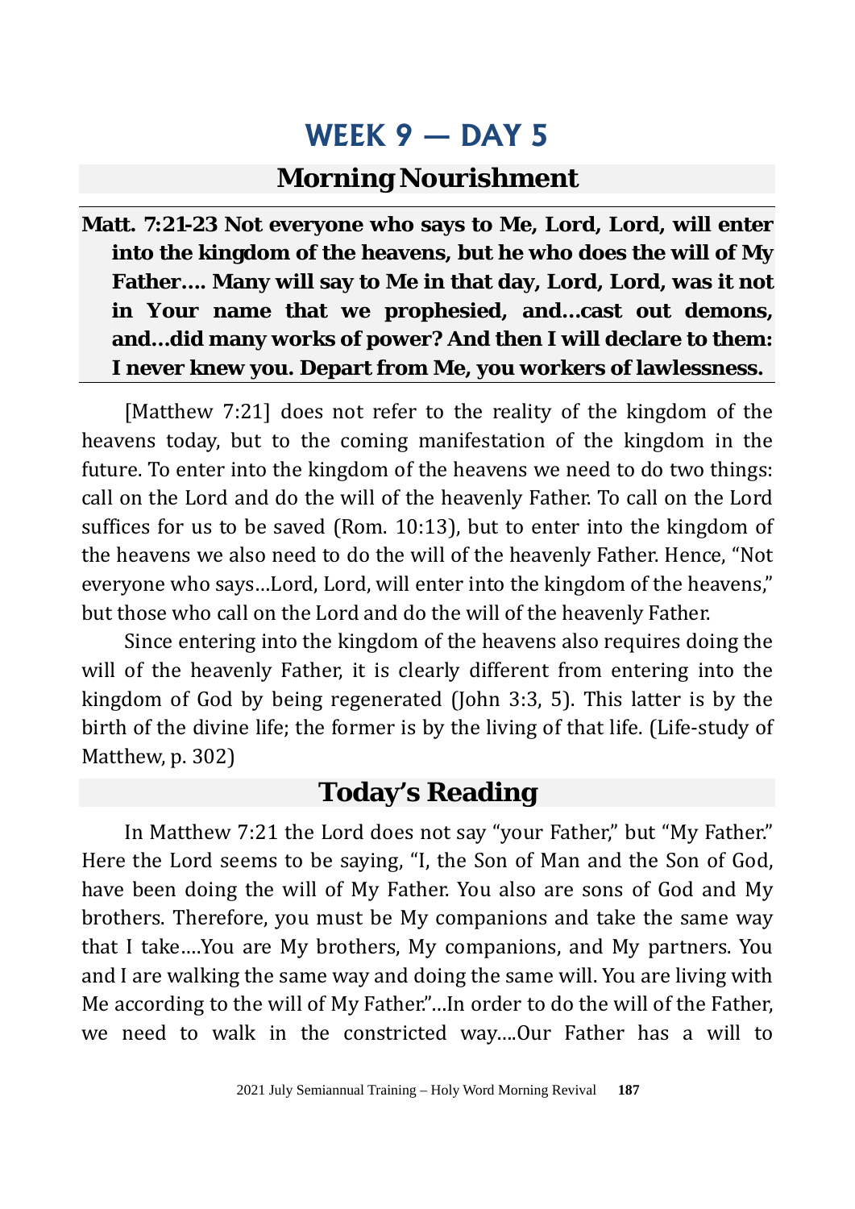# WEEK 9 — DAY 5

## Morning Nourishment

**Matt. 7:21-23 Not everyone who says to Me, Lord, Lord, will enter into the kingdom of the heavens, but he who does the will of My Father.... Many will say to Me in that day, Lord, Lord, was it not in Your name that we prophesied, and...cast out demons, and...did many works of power? And then I will declare to them: I never knew you. Depart from Me, you workers of lawlessness.**

[Matthew 7:21] does not refer to the reality of the kingdom of the heavens today, but to the coming manifestation of the kingdom in the future. To enter into the kingdom of the heavens we need to do two things: call on the Lord and do the will of the heavenly Father. To call on the Lord suffices for us to be saved (Rom. 10:13), but to enter into the kingdom of the heavens we also need to do the will of the heavenly Father. Hence, "Not everyone who says...Lord, Lord, will enter into the kingdom of the heavens," but those who call on the Lord and do the will of the heavenly Father.

Since entering into the kingdom of the heavens also requires doing the will of the heavenly Father, it is clearly different from entering into the kingdom of God by being regenerated (John 3:3, 5). This latter is by the birth of the divine life; the former is by the living of that life. (Life-study of Matthew, p. 302)

## Today's Reading

In Matthew 7:21 the Lord does not say "your Father," but "My Father." Here the Lord seems to be saying, "I, the Son of Man and the Son of God, have been doing the will of My Father. You also are sons of God and My brothers. Therefore, you must be My companions and take the same way that I take....You are My brothers, My companions, and My partners. You and I are walking the same way and doing the same will. You are living with Me according to the will of My Father."...In order to do the will of the Father, we need to walk in the constricted way....Our Father has a will to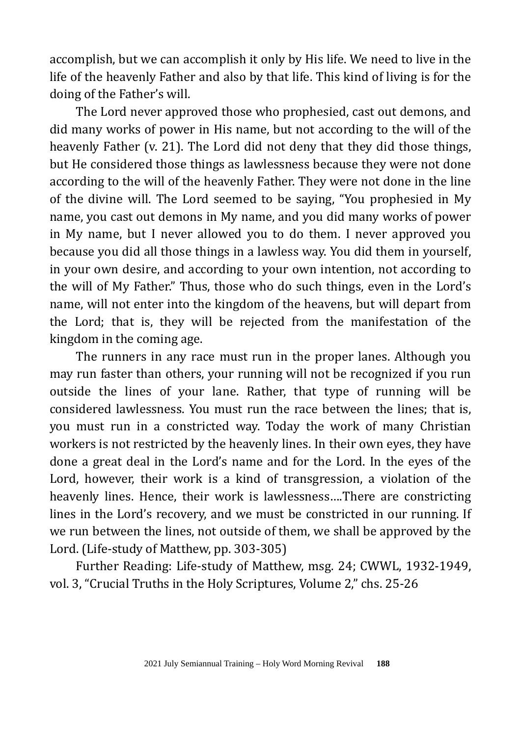accomplish, but we can accomplish it only by His life. We need to live in the life of the heavenly Father and also by that life. This kind of living is for the doing of the Father's will.

The Lord never approved those who prophesied, cast out demons, and did many works of power in His name, but not according to the will of the heavenly Father (v. 21). The Lord did not deny that they did those things, but He considered those things as lawlessness because they were not done according to the will of the heavenly Father. They were not done in the line of the divine will. The Lord seemed to be saying, "You prophesied in My name, you cast out demons in My name, and you did many works of power in My name, but I never allowed you to do them. I never approved you because you did all those things in a lawless way. You did them in yourself, in your own desire, and according to your own intention, not according to the will of My Father." Thus, those who do such things, even in the Lord's name, will not enter into the kingdom of the heavens, but will depart from the Lord; that is, they will be rejected from the manifestation of the kingdom in the coming age.

The runners in any race must run in the proper lanes. Although you may run faster than others, your running will not be recognized if you run outside the lines of your lane. Rather, that type of running will be considered lawlessness. You must run the race between the lines; that is, you must run in a constricted way. Today the work of many Christian workers is not restricted by the heavenly lines. In their own eyes, they have done a great deal in the Lord's name and for the Lord. In the eyes of the Lord, however, their work is a kind of transgression, a violation of the heavenly lines. Hence, their work is lawlessness....There are constricting lines in the Lord's recovery, and we must be constricted in our running. If we run between the lines, not outside of them, we shall be approved by the Lord. (Life-study of Matthew, pp. 303-305)

Further Reading: Life-study of Matthew, msg. 24; CWWL, 1932-1949, vol. 3, "Crucial Truths in the Holy Scriptures, Volume 2," chs. 25-26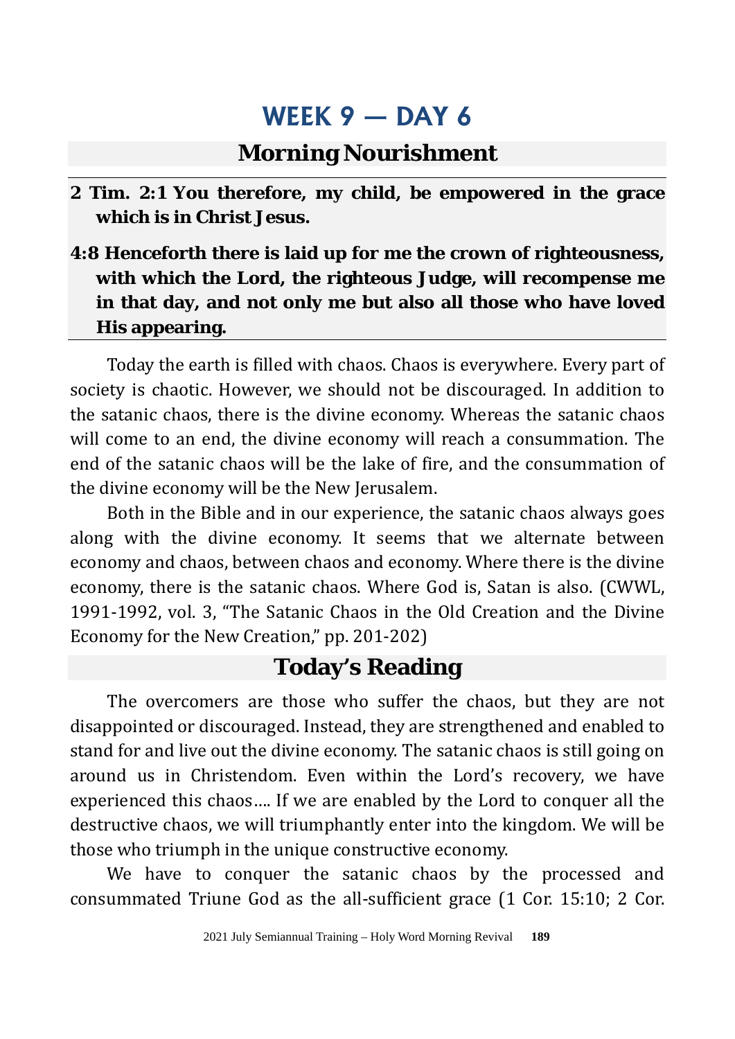# WEEK 9 — DAY 6

## Morning Nourishment

**2 Tim. 2:1 You therefore, my child, be empowered in the grace which is in Christ Jesus.**

**4:8 Henceforth there is laid up for me the crown of righteousness, with which the Lord, the righteous Judge, will recompense me in that day, and not only me but also all those who have loved His appearing.**

Today the earth is filled with chaos. Chaos is everywhere. Every part of society is chaotic. However, we should not be discouraged. In addition to the satanic chaos, there is the divine economy. Whereas the satanic chaos will come to an end, the divine economy will reach a consummation. The end of the satanic chaos will be the lake of fire, and the consummation of the divine economy will be the New Jerusalem.

Both in the Bible and in our experience, the satanic chaos always goes along with the divine economy. It seems that we alternate between economy and chaos, between chaos and economy. Where there is the divine economy, there is the satanic chaos. Where God is, Satan is also. (CWWL, 1991-1992, vol. 3, "The Satanic Chaos in the Old Creation and the Divine Economy for the New Creation," pp. 201-202)

## Today's Reading

The overcomers are those who suffer the chaos, but they are not disappointed or discouraged. Instead, they are strengthened and enabled to stand for and live out the divine economy. The satanic chaos is still going on around us in Christendom. Even within the Lord's recovery, we have experienced this chaos…. If we are enabled by the Lord to conquer all the destructive chaos, we will triumphantly enter into the kingdom. We will be those who triumph in the unique constructive economy.

We have to conquer the satanic chaos by the processed and consummated Triune God as the all-sufficient grace (1 Cor. 15:10; 2 Cor.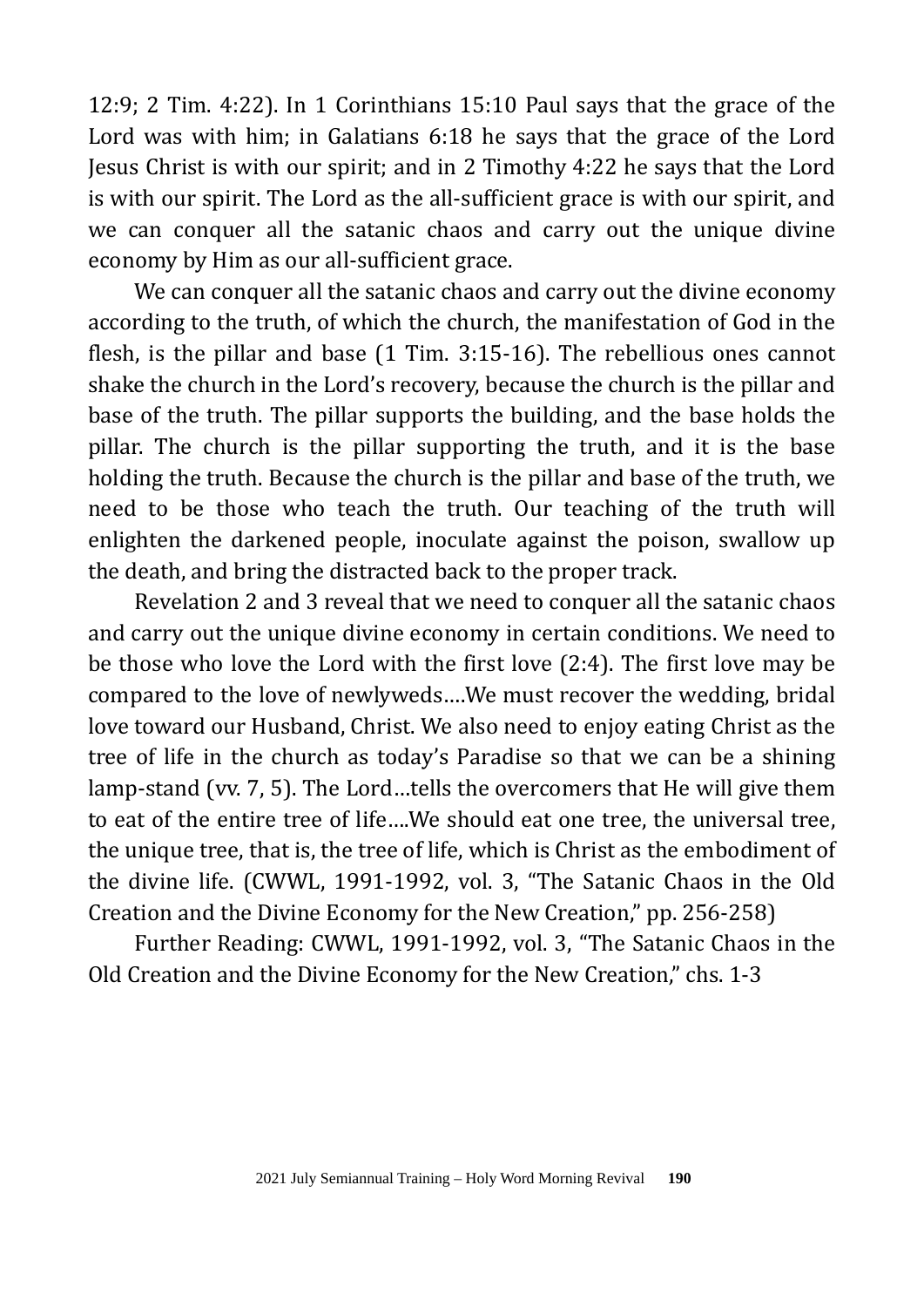12:9; 2 Tim. 4:22). In 1 Corinthians 15:10 Paul says that the grace of the Lord was with him; in Galatians 6:18 he says that the grace of the Lord Jesus Christ is with our spirit; and in 2 Timothy 4:22 he says that the Lord is with our spirit. The Lord as the all-sufficient grace is with our spirit, and we can conquer all the satanic chaos and carry out the unique divine economy by Him as our all-sufficient grace.

We can conquer all the satanic chaos and carry out the divine economy according to the truth, of which the church, the manifestation of God in the flesh, is the pillar and base (1 Tim. 3:15-16). The rebellious ones cannot shake the church in the Lord's recovery, because the church is the pillar and base of the truth. The pillar supports the building, and the base holds the pillar. The church is the pillar supporting the truth, and it is the base holding the truth. Because the church is the pillar and base of the truth, we need to be those who teach the truth. Our teaching of the truth will enlighten the darkened people, inoculate against the poison, swallow up the death, and bring the distracted back to the proper track.

Revelation 2 and 3 reveal that we need to conquer all the satanic chaos and carry out the unique divine economy in certain conditions. We need to be those who love the Lord with the first love (2:4). The first love may be compared to the love of newlyweds….We must recover the wedding, bridal love toward our Husband, Christ. We also need to enjoy eating Christ as the tree of life in the church as today's Paradise so that we can be a shining lamp-stand (vv. 7, 5). The Lord…tells the overcomers that He will give them to eat of the entire tree of life….We should eat one tree, the universal tree, the unique tree, that is, the tree of life, which is Christ as the embodiment of the divine life. (CWWL, 1991-1992, vol. 3, "The Satanic Chaos in the Old Creation and the Divine Economy for the New Creation," pp. 256-258)

Further Reading: CWWL, 1991-1992, vol. 3, "The Satanic Chaos in the Old Creation and the Divine Economy for the New Creation," chs. 1-3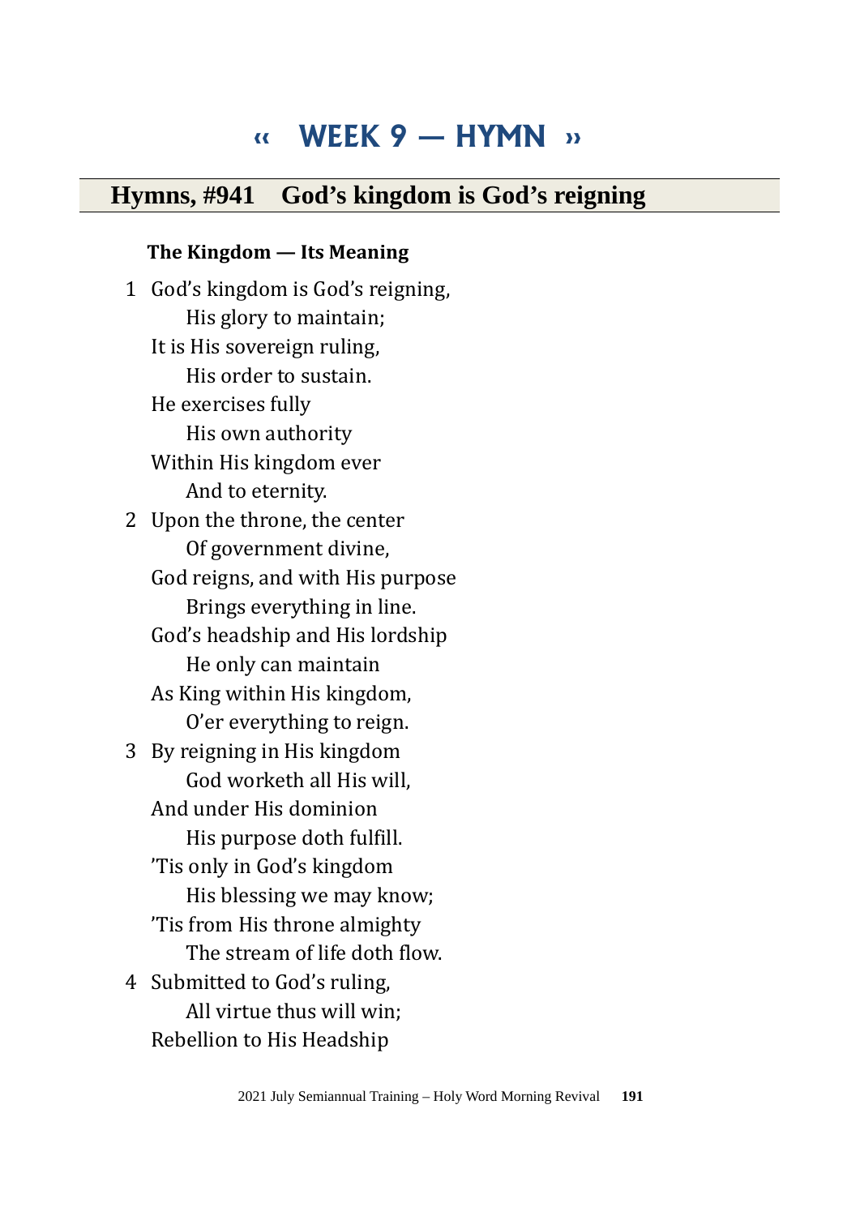# « WEEK 9 — HYMN »

## Hymns, #941 God's kingdom is God's reigning

**The Kingdom — Its Meaning**

1 God's kingdom is God's reigning,
  His glory to maintain;
It is His sovereign ruling,
  His order to sustain.
He exercises fully
  His own authority
Within His kingdom ever
  And to eternity.

2 Upon the throne, the center
  Of government divine,
God reigns, and with His purpose
  Brings everything in line.
God's headship and His lordship
  He only can maintain
As King within His kingdom,
  O'er everything to reign.

3 By reigning in His kingdom
  God worketh all His will,
And under His dominion
  His purpose doth fulfill.
'Tis only in God's kingdom
  His blessing we may know;
'Tis from His throne almighty
  The stream of life doth flow.

4 Submitted to God's ruling,
  All virtue thus will win;
Rebellion to His Headship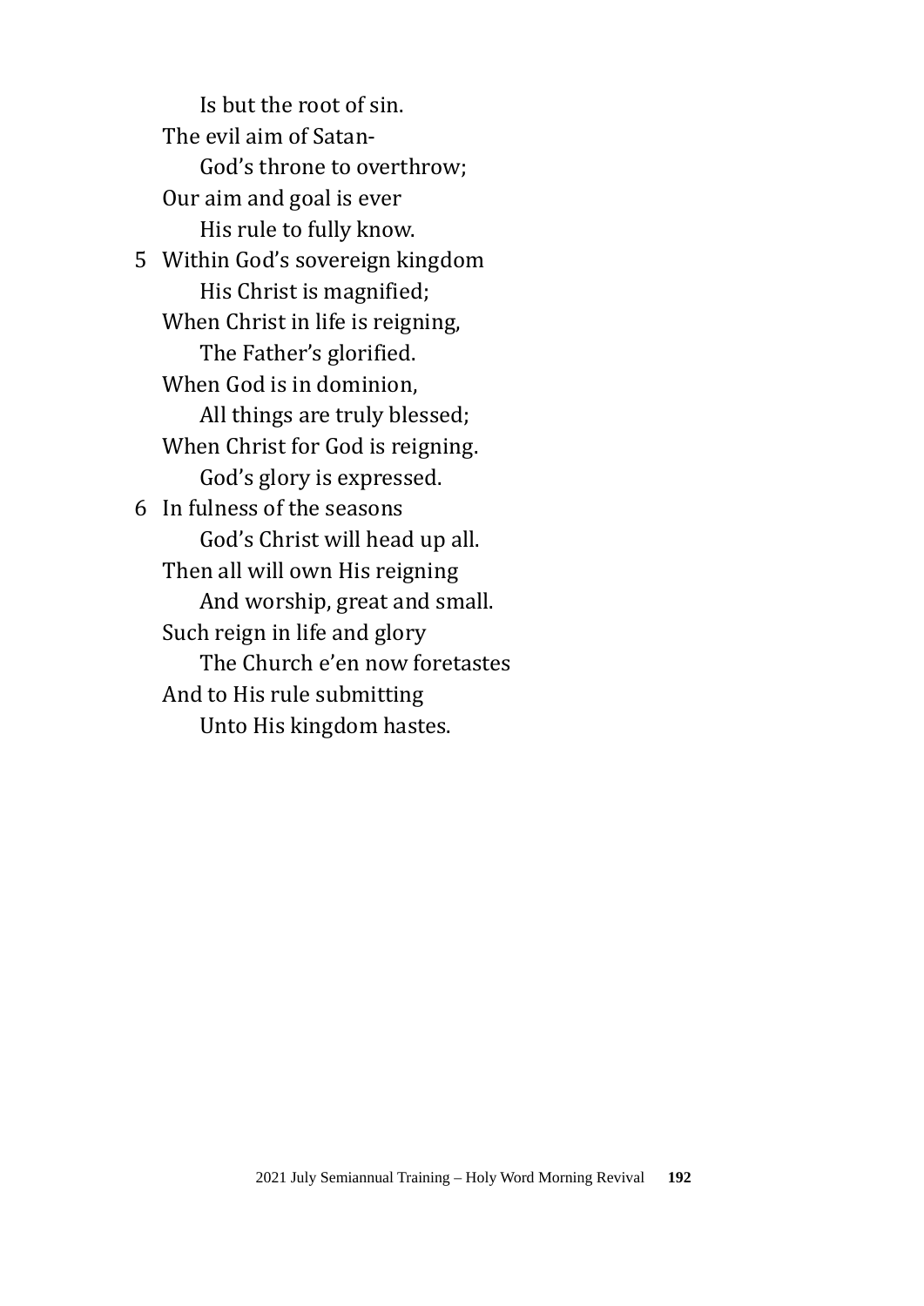Is but the root of sin.  
The evil aim of Satan-  
God's throne to overthrow;  
Our aim and goal is ever  
His rule to fully know.

5 Within God's sovereign kingdom  
His Christ is magnified;  
When Christ in life is reigning,  
The Father's glorified.  
When God is in dominion,  
All things are truly blessed;  
When Christ for God is reigning.  
God's glory is expressed.

6 In fulness of the seasons  
God's Christ will head up all.  
Then all will own His reigning  
And worship, great and small.  
Such reign in life and glory  
The Church e'en now foretastes  
And to His rule submitting  
Unto His kingdom hastes.